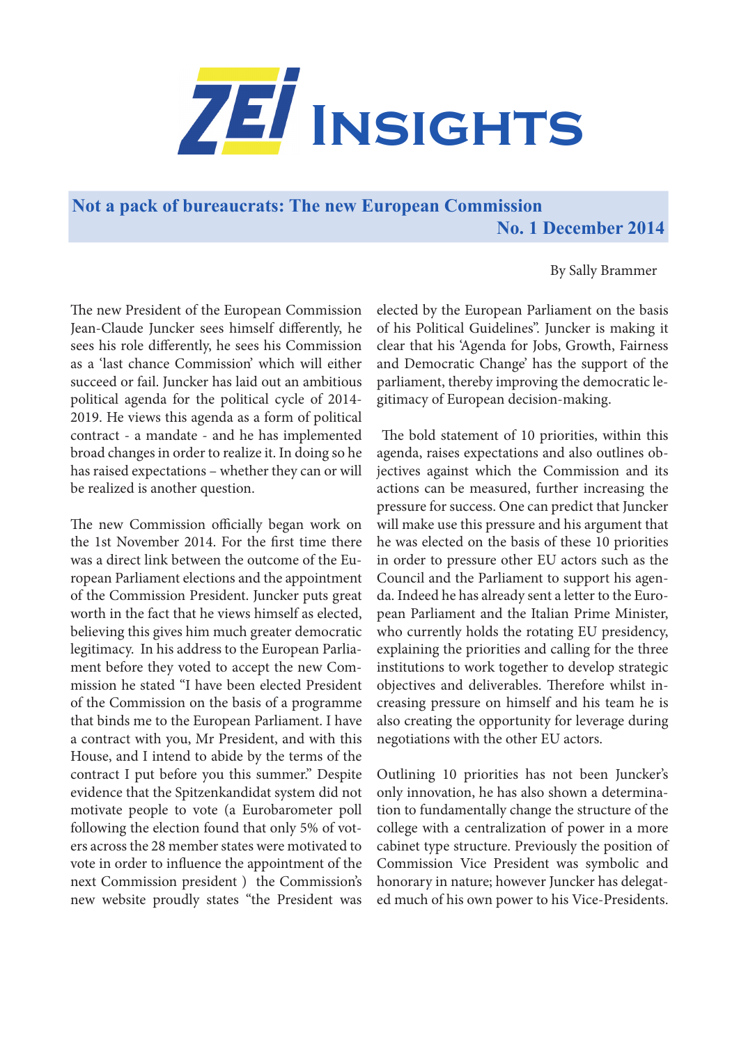# ZEI Insights

## Not a pack of bureaucrats: The new European Commission

**No. 1 December 2014**

By Sally Brammer

The new President of the European Commission Jean-Claude Juncker sees himself differently, he sees his role differently, he sees his Commission as a 'last chance Commission' which will either succeed or fail. Juncker has laid out an ambitious political agenda for the political cycle of 2014-2019. He views this agenda as a form of political contract - a mandate - and he has implemented broad changes in order to realize it. In doing so he has raised expectations – whether they can or will be realized is another question.

The new Commission officially began work on the 1st November 2014. For the first time there was a direct link between the outcome of the European Parliament elections and the appointment of the Commission President. Juncker puts great worth in the fact that he views himself as elected, believing this gives him much greater democratic legitimacy. In his address to the European Parliament before they voted to accept the new Commission he stated "I have been elected President of the Commission on the basis of a programme that binds me to the European Parliament. I have a contract with you, Mr President, and with this House, and I intend to abide by the terms of the contract I put before you this summer." Despite evidence that the Spitzenkandidat system did not motivate people to vote (a Eurobarometer poll following the election found that only 5% of voters across the 28 member states were motivated to vote in order to influence the appointment of the next Commission president ) the Commission's new website proudly states "the President was elected by the European Parliament on the basis of his Political Guidelines". Juncker is making it clear that his 'Agenda for Jobs, Growth, Fairness and Democratic Change' has the support of the parliament, thereby improving the democratic legitimacy of European decision-making.

The bold statement of 10 priorities, within this agenda, raises expectations and also outlines objectives against which the Commission and its actions can be measured, further increasing the pressure for success. One can predict that Juncker will make use this pressure and his argument that he was elected on the basis of these 10 priorities in order to pressure other EU actors such as the Council and the Parliament to support his agenda. Indeed he has already sent a letter to the European Parliament and the Italian Prime Minister, who currently holds the rotating EU presidency, explaining the priorities and calling for the three institutions to work together to develop strategic objectives and deliverables. Therefore whilst increasing pressure on himself and his team he is also creating the opportunity for leverage during negotiations with the other EU actors.

Outlining 10 priorities has not been Juncker's only innovation, he has also shown a determination to fundamentally change the structure of the college with a centralization of power in a more cabinet type structure. Previously the position of Commission Vice President was symbolic and honorary in nature; however Juncker has delegated much of his own power to his Vice-Presidents.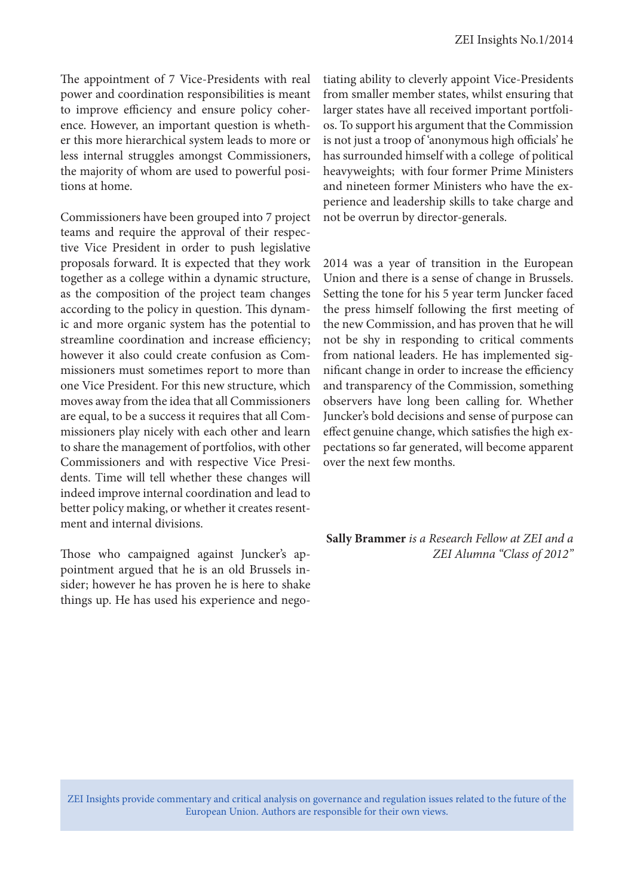The appointment of 7 Vice-Presidents with real power and coordination responsibilities is meant to improve efficiency and ensure policy coherence. However, an important question is whether this more hierarchical system leads to more or less internal struggles amongst Commissioners, the majority of whom are used to powerful positions at home.

Commissioners have been grouped into 7 project teams and require the approval of their respective Vice President in order to push legislative proposals forward. It is expected that they work together as a college within a dynamic structure, as the composition of the project team changes according to the policy in question. This dynamic and more organic system has the potential to streamline coordination and increase efficiency; however it also could create confusion as Commissioners must sometimes report to more than one Vice President. For this new structure, which moves away from the idea that all Commissioners are equal, to be a success it requires that all Commissioners play nicely with each other and learn to share the management of portfolios, with other Commissioners and with respective Vice Presidents. Time will tell whether these changes will indeed improve internal coordination and lead to better policy making, or whether it creates resentment and internal divisions.

Those who campaigned against Juncker's appointment argued that he is an old Brussels insider; however he has proven he is here to shake things up. He has used his experience and negotiating ability to cleverly appoint Vice-Presidents from smaller member states, whilst ensuring that larger states have all received important portfolios. To support his argument that the Commission is not just a troop of 'anonymous high officials' he has surrounded himself with a college of political heavyweights; with four former Prime Ministers and nineteen former Ministers who have the experience and leadership skills to take charge and not be overrun by director-generals.

2014 was a year of transition in the European Union and there is a sense of change in Brussels. Setting the tone for his 5 year term Juncker faced the press himself following the first meeting of the new Commission, and has proven that he will not be shy in responding to critical comments from national leaders. He has implemented significant change in order to increase the efficiency and transparency of the Commission, something observers have long been calling for. Whether Juncker's bold decisions and sense of purpose can effect genuine change, which satisfies the high expectations so far generated, will become apparent over the next few months.

**Sally Brammer** *is a Research Fellow at ZEI and a ZEI Alumna "Class of 2012"*

ZEI Insights provide commentary and critical analysis on governance and regulation issues related to the future of the European Union. Authors are responsible for their own views.